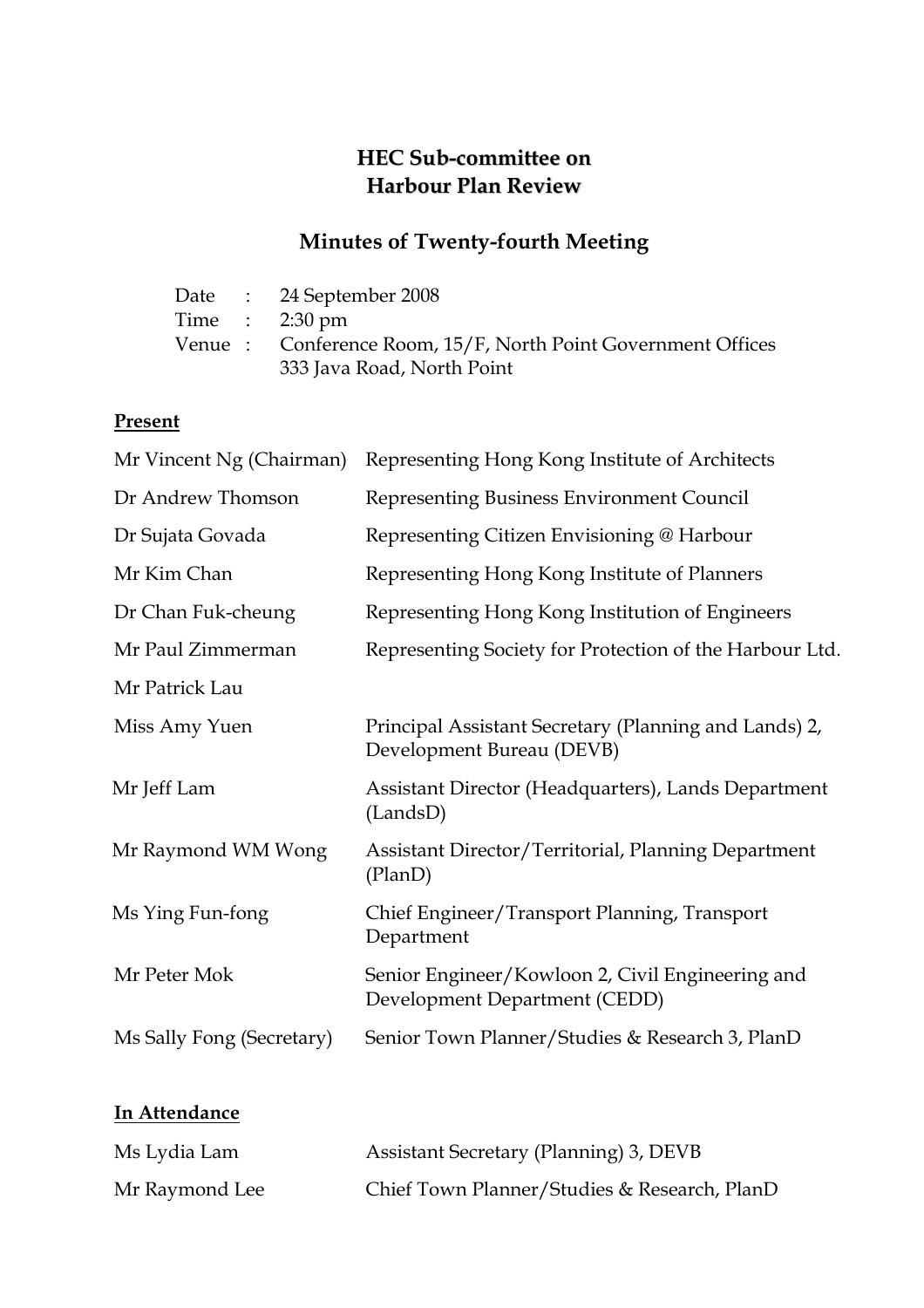# HEC Sub-committee on Harbour Plan Review

## Minutes of Twenty-fourth Meeting

Date : 24 September 2008
Time : 2:30 pm
Venue : Conference Room, 15/F, North Point Government Offices
333 Java Road, North Point

**Present**

| | |
|---|---|
| Mr Vincent Ng (Chairman) | Representing Hong Kong Institute of Architects |
| Dr Andrew Thomson | Representing Business Environment Council |
| Dr Sujata Govada | Representing Citizen Envisioning @ Harbour |
| Mr Kim Chan | Representing Hong Kong Institute of Planners |
| Dr Chan Fuk-cheung | Representing Hong Kong Institution of Engineers |
| Mr Paul Zimmerman | Representing Society for Protection of the Harbour Ltd. |
| Mr Patrick Lau | |
| Miss Amy Yuen | Principal Assistant Secretary (Planning and Lands) 2, Development Bureau (DEVB) |
| Mr Jeff Lam | Assistant Director (Headquarters), Lands Department (LandsD) |
| Mr Raymond WM Wong | Assistant Director/Territorial, Planning Department (PlanD) |
| Ms Ying Fun-fong | Chief Engineer/Transport Planning, Transport Department |
| Mr Peter Mok | Senior Engineer/Kowloon 2, Civil Engineering and Development Department (CEDD) |
| Ms Sally Fong (Secretary) | Senior Town Planner/Studies & Research 3, PlanD |

**In Attendance**

| | |
|---|---|
| Ms Lydia Lam | Assistant Secretary (Planning) 3, DEVB |
| Mr Raymond Lee | Chief Town Planner/Studies & Research, PlanD |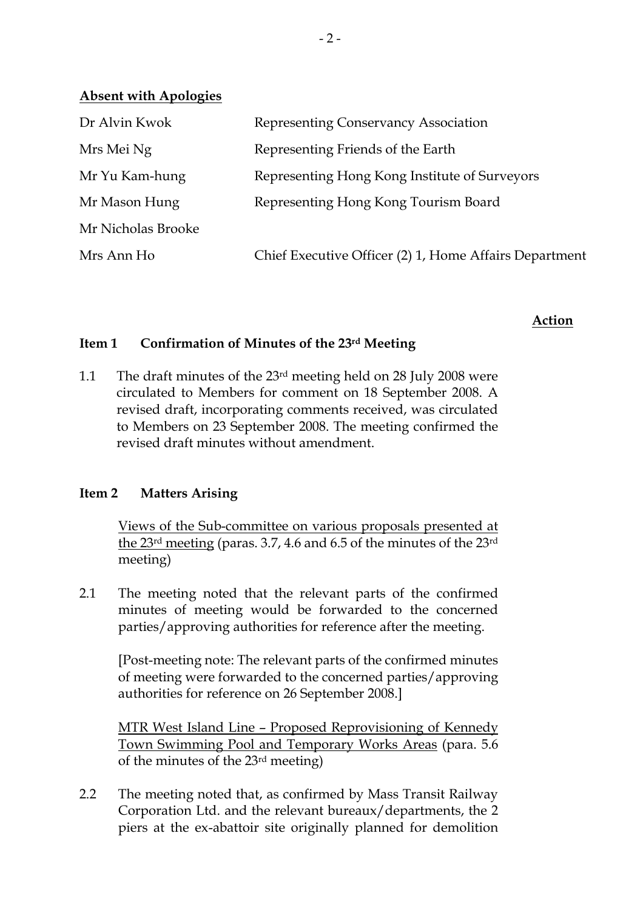**Absent with Apologies**

| | |
|---|---|
| Dr Alvin Kwok | Representing Conservancy Association |
| Mrs Mei Ng | Representing Friends of the Earth |
| Mr Yu Kam-hung | Representing Hong Kong Institute of Surveyors |
| Mr Mason Hung | Representing Hong Kong Tourism Board |
| Mr Nicholas Brooke | |
| Mrs Ann Ho | Chief Executive Officer (2) 1, Home Affairs Department |

**Action**

**Item 1 Confirmation of Minutes of the 23rd Meeting**

1.1 The draft minutes of the 23rd meeting held on 28 July 2008 were circulated to Members for comment on 18 September 2008. A revised draft, incorporating comments received, was circulated to Members on 23 September 2008. The meeting confirmed the revised draft minutes without amendment.

**Item 2 Matters Arising**

Views of the Sub-committee on various proposals presented at the 23rd meeting (paras. 3.7, 4.6 and 6.5 of the minutes of the 23rd meeting)

2.1 The meeting noted that the relevant parts of the confirmed minutes of meeting would be forwarded to the concerned parties/approving authorities for reference after the meeting.

[Post-meeting note: The relevant parts of the confirmed minutes of meeting were forwarded to the concerned parties/approving authorities for reference on 26 September 2008.]

MTR West Island Line – Proposed Reprovisioning of Kennedy Town Swimming Pool and Temporary Works Areas (para. 5.6 of the minutes of the 23rd meeting)

2.2 The meeting noted that, as confirmed by Mass Transit Railway Corporation Ltd. and the relevant bureaux/departments, the 2 piers at the ex-abattoir site originally planned for demolition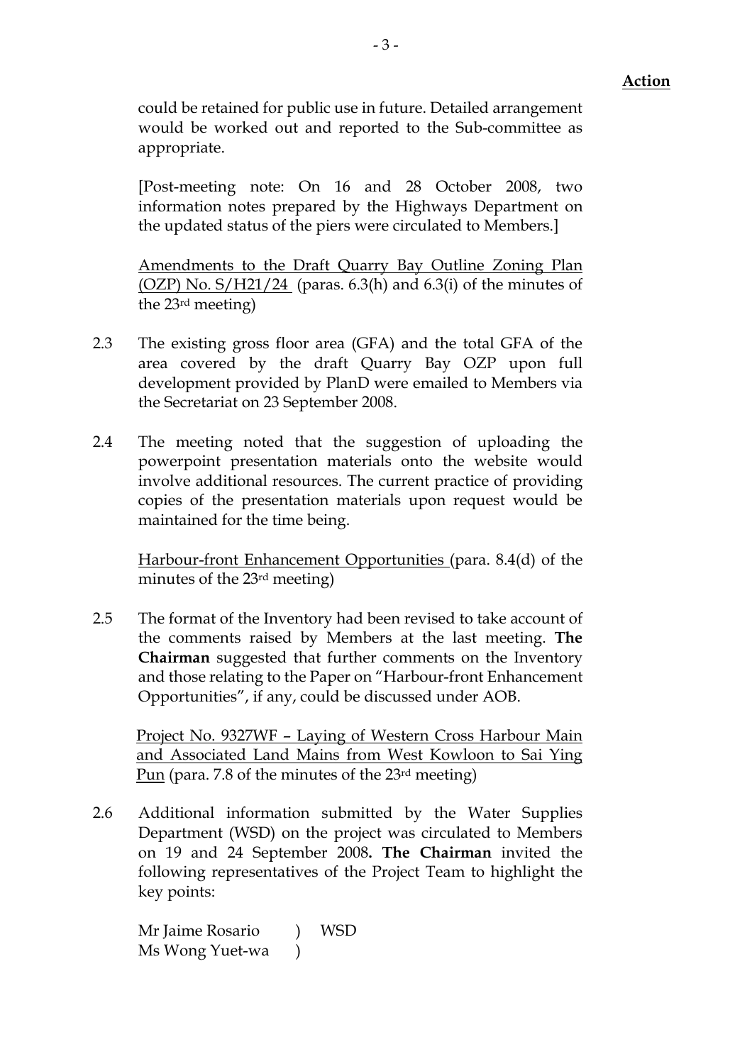**Action**

could be retained for public use in future. Detailed arrangement would be worked out and reported to the Sub-committee as appropriate.

[Post-meeting note: On 16 and 28 October 2008, two information notes prepared by the Highways Department on the updated status of the piers were circulated to Members.]

Amendments to the Draft Quarry Bay Outline Zoning Plan (OZP) No. S/H21/24 (paras. 6.3(h) and 6.3(i) of the minutes of the 23rd meeting)

2.3 The existing gross floor area (GFA) and the total GFA of the area covered by the draft Quarry Bay OZP upon full development provided by PlanD were emailed to Members via the Secretariat on 23 September 2008.

2.4 The meeting noted that the suggestion of uploading the powerpoint presentation materials onto the website would involve additional resources. The current practice of providing copies of the presentation materials upon request would be maintained for the time being.

Harbour-front Enhancement Opportunities (para. 8.4(d) of the minutes of the 23rd meeting)

2.5 The format of the Inventory had been revised to take account of the comments raised by Members at the last meeting. **The Chairman** suggested that further comments on the Inventory and those relating to the Paper on "Harbour-front Enhancement Opportunities", if any, could be discussed under AOB.

Project No. 9327WF – Laying of Western Cross Harbour Main and Associated Land Mains from West Kowloon to Sai Ying Pun (para. 7.8 of the minutes of the 23rd meeting)

2.6 Additional information submitted by the Water Supplies Department (WSD) on the project was circulated to Members on 19 and 24 September 2008**. The Chairman** invited the following representatives of the Project Team to highlight the key points:

Mr Jaime Rosario ) WSD
Ms Wong Yuet-wa )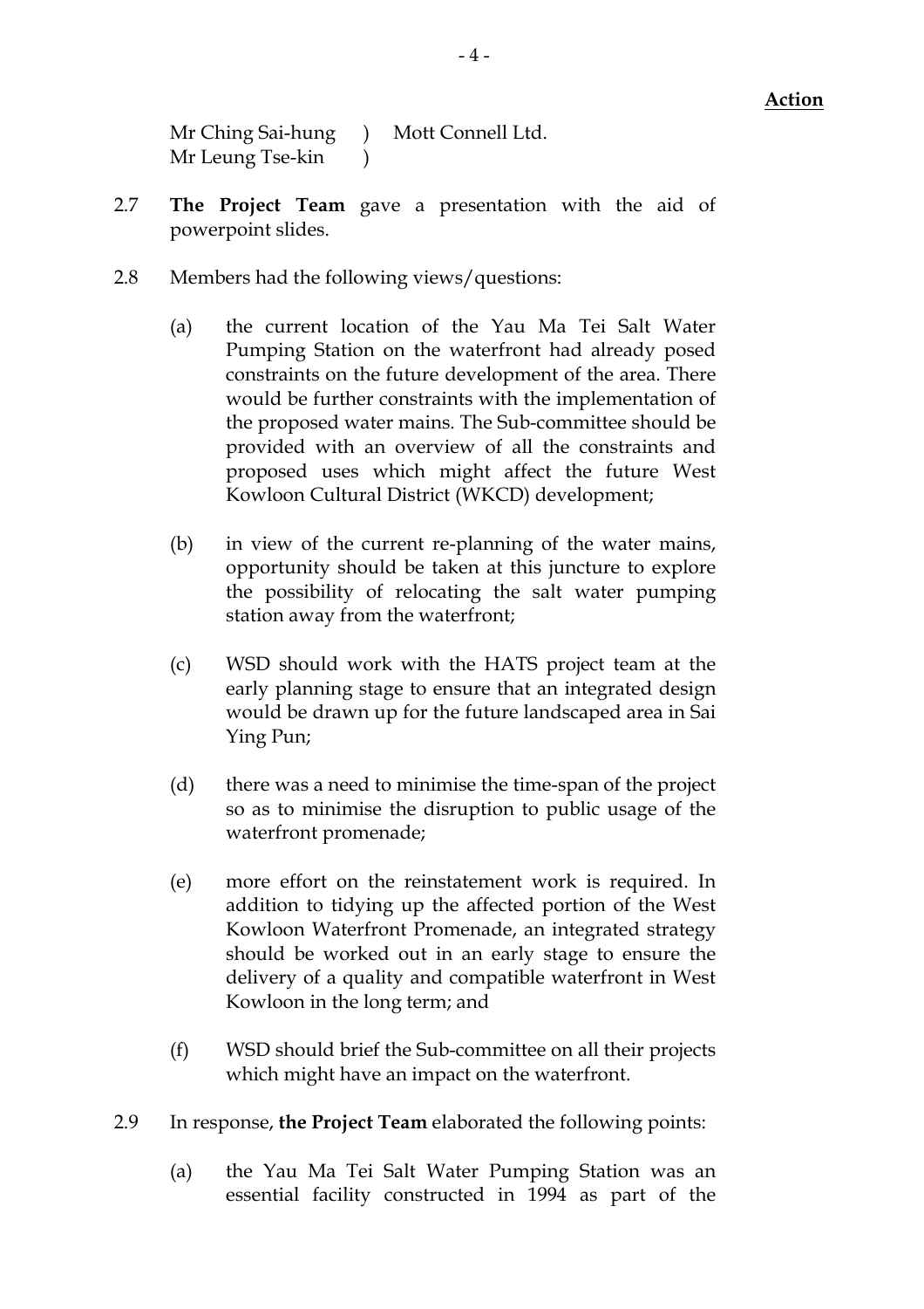**Action**

Mr Ching Sai-hung ) Mott Connell Ltd.
Mr Leung Tse-kin )

2.7 **The Project Team** gave a presentation with the aid of powerpoint slides.

2.8 Members had the following views/questions:

(a) the current location of the Yau Ma Tei Salt Water Pumping Station on the waterfront had already posed constraints on the future development of the area. There would be further constraints with the implementation of the proposed water mains. The Sub-committee should be provided with an overview of all the constraints and proposed uses which might affect the future West Kowloon Cultural District (WKCD) development;

(b) in view of the current re-planning of the water mains, opportunity should be taken at this juncture to explore the possibility of relocating the salt water pumping station away from the waterfront;

(c) WSD should work with the HATS project team at the early planning stage to ensure that an integrated design would be drawn up for the future landscaped area in Sai Ying Pun;

(d) there was a need to minimise the time-span of the project so as to minimise the disruption to public usage of the waterfront promenade;

(e) more effort on the reinstatement work is required. In addition to tidying up the affected portion of the West Kowloon Waterfront Promenade, an integrated strategy should be worked out in an early stage to ensure the delivery of a quality and compatible waterfront in West Kowloon in the long term; and

(f) WSD should brief the Sub-committee on all their projects which might have an impact on the waterfront.

2.9 In response, **the Project Team** elaborated the following points:

(a) the Yau Ma Tei Salt Water Pumping Station was an essential facility constructed in 1994 as part of the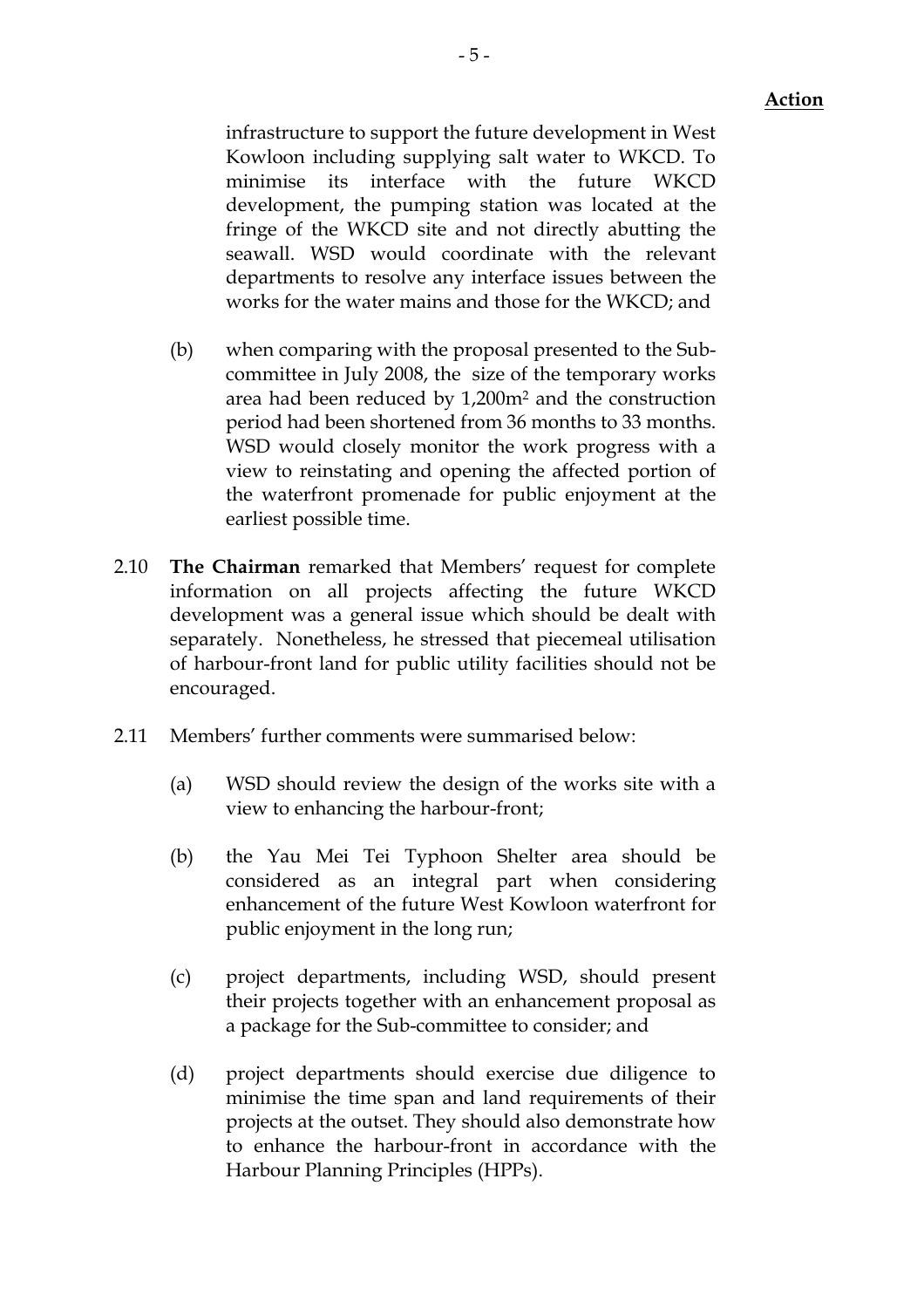**Action**

infrastructure to support the future development in West Kowloon including supplying salt water to WKCD. To minimise its interface with the future WKCD development, the pumping station was located at the fringe of the WKCD site and not directly abutting the seawall. WSD would coordinate with the relevant departments to resolve any interface issues between the works for the water mains and those for the WKCD; and

(b) when comparing with the proposal presented to the Sub-committee in July 2008, the size of the temporary works area had been reduced by 1,200m$^2$ and the construction period had been shortened from 36 months to 33 months. WSD would closely monitor the work progress with a view to reinstating and opening the affected portion of the waterfront promenade for public enjoyment at the earliest possible time.

2.10 **The Chairman** remarked that Members' request for complete information on all projects affecting the future WKCD development was a general issue which should be dealt with separately. Nonetheless, he stressed that piecemeal utilisation of harbour-front land for public utility facilities should not be encouraged.

2.11 Members' further comments were summarised below:

(a) WSD should review the design of the works site with a view to enhancing the harbour-front;

(b) the Yau Mei Tei Typhoon Shelter area should be considered as an integral part when considering enhancement of the future West Kowloon waterfront for public enjoyment in the long run;

(c) project departments, including WSD, should present their projects together with an enhancement proposal as a package for the Sub-committee to consider; and

(d) project departments should exercise due diligence to minimise the time span and land requirements of their projects at the outset. They should also demonstrate how to enhance the harbour-front in accordance with the Harbour Planning Principles (HPPs).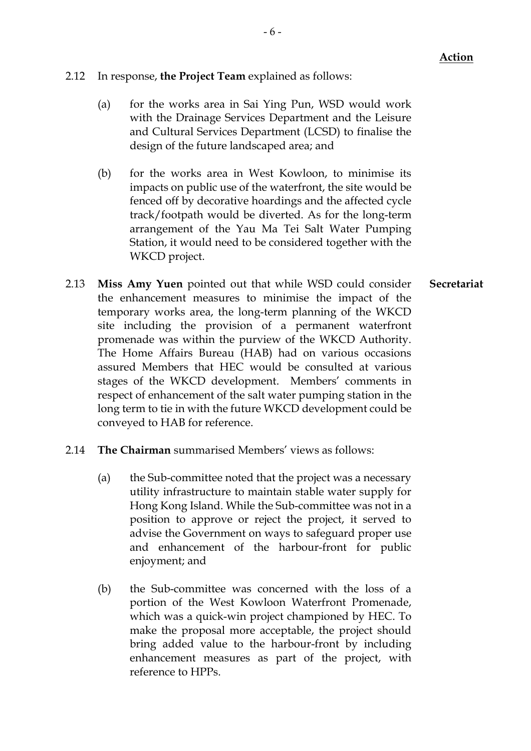**Action**

2.12 In response, **the Project Team** explained as follows:

(a) for the works area in Sai Ying Pun, WSD would work with the Drainage Services Department and the Leisure and Cultural Services Department (LCSD) to finalise the design of the future landscaped area; and

(b) for the works area in West Kowloon, to minimise its impacts on public use of the waterfront, the site would be fenced off by decorative hoardings and the affected cycle track/footpath would be diverted. As for the long-term arrangement of the Yau Ma Tei Salt Water Pumping Station, it would need to be considered together with the WKCD project.

2.13 **Miss Amy Yuen** pointed out that while WSD could consider the enhancement measures to minimise the impact of the temporary works area, the long-term planning of the WKCD site including the provision of a permanent waterfront promenade was within the purview of the WKCD Authority. The Home Affairs Bureau (HAB) had on various occasions assured Members that HEC would be consulted at various stages of the WKCD development. Members' comments in respect of enhancement of the salt water pumping station in the long term to tie in with the future WKCD development could be conveyed to HAB for reference. **Secretariat**

2.14 **The Chairman** summarised Members' views as follows:

(a) the Sub-committee noted that the project was a necessary utility infrastructure to maintain stable water supply for Hong Kong Island. While the Sub-committee was not in a position to approve or reject the project, it served to advise the Government on ways to safeguard proper use and enhancement of the harbour-front for public enjoyment; and

(b) the Sub-committee was concerned with the loss of a portion of the West Kowloon Waterfront Promenade, which was a quick-win project championed by HEC. To make the proposal more acceptable, the project should bring added value to the harbour-front by including enhancement measures as part of the project, with reference to HPPs.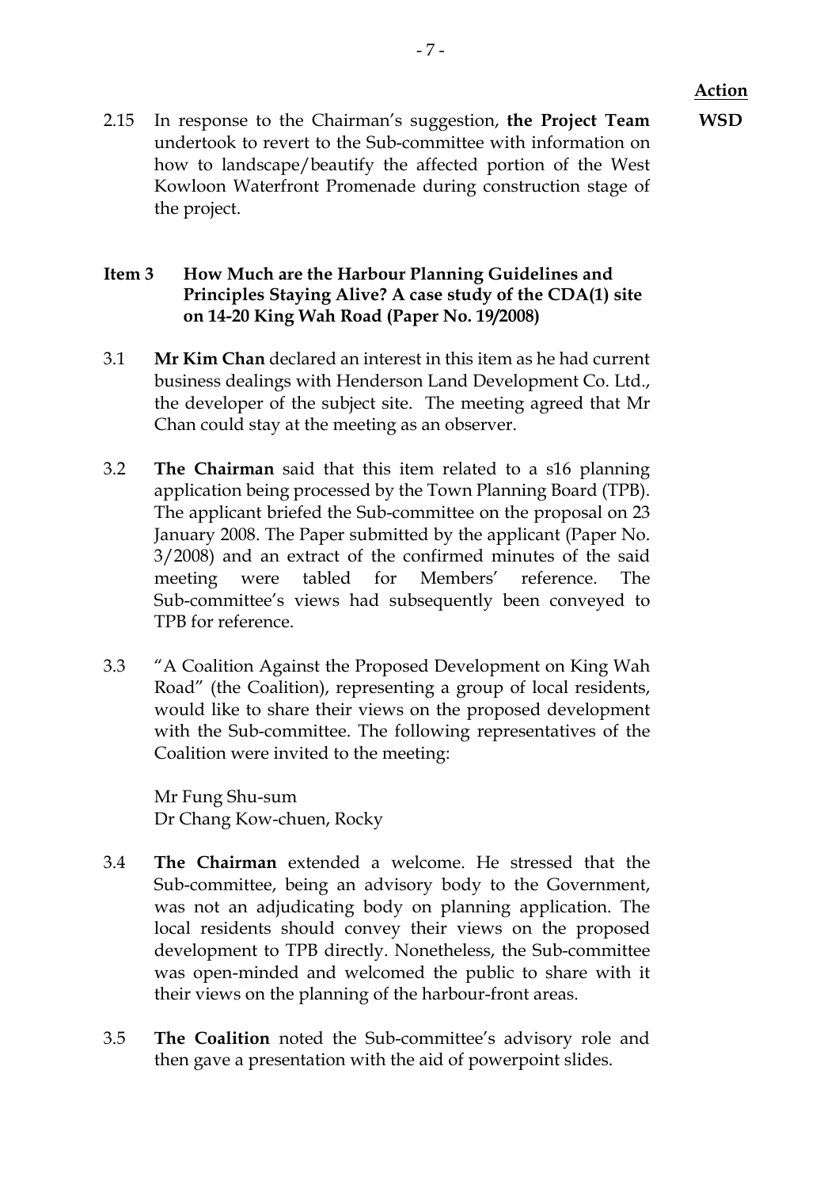**Action**

2.15 In response to the Chairman's suggestion, **the Project Team** undertook to revert to the Sub-committee with information on how to landscape/beautify the affected portion of the West Kowloon Waterfront Promenade during construction stage of the project. **WSD**

### Item 3 How Much are the Harbour Planning Guidelines and Principles Staying Alive? A case study of the CDA(1) site on 14-20 King Wah Road (Paper No. 19/2008)

3.1 **Mr Kim Chan** declared an interest in this item as he had current business dealings with Henderson Land Development Co. Ltd., the developer of the subject site. The meeting agreed that Mr Chan could stay at the meeting as an observer.

3.2 **The Chairman** said that this item related to a s16 planning application being processed by the Town Planning Board (TPB). The applicant briefed the Sub-committee on the proposal on 23 January 2008. The Paper submitted by the applicant (Paper No. 3/2008) and an extract of the confirmed minutes of the said meeting were tabled for Members' reference. The Sub-committee's views had subsequently been conveyed to TPB for reference.

3.3 "A Coalition Against the Proposed Development on King Wah Road" (the Coalition), representing a group of local residents, would like to share their views on the proposed development with the Sub-committee. The following representatives of the Coalition were invited to the meeting:

Mr Fung Shu-sum
Dr Chang Kow-chuen, Rocky

3.4 **The Chairman** extended a welcome. He stressed that the Sub-committee, being an advisory body to the Government, was not an adjudicating body on planning application. The local residents should convey their views on the proposed development to TPB directly. Nonetheless, the Sub-committee was open-minded and welcomed the public to share with it their views on the planning of the harbour-front areas.

3.5 **The Coalition** noted the Sub-committee's advisory role and then gave a presentation with the aid of powerpoint slides.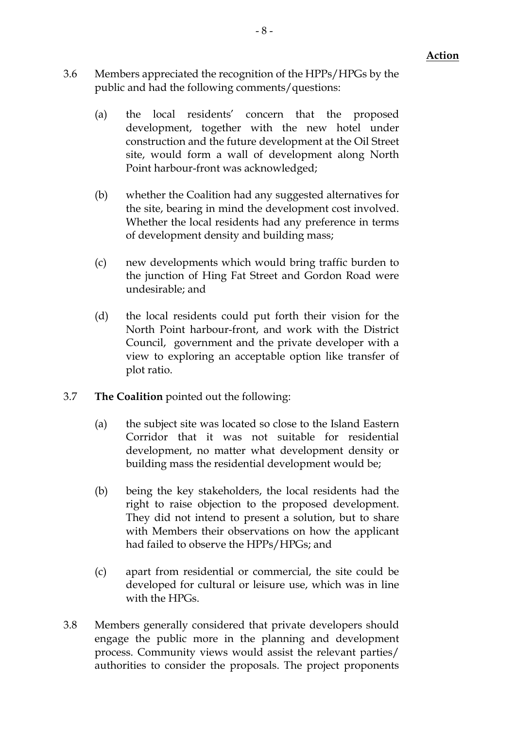**Action**

3.6 Members appreciated the recognition of the HPPs/HPGs by the public and had the following comments/questions:

(a) the local residents' concern that the proposed development, together with the new hotel under construction and the future development at the Oil Street site, would form a wall of development along North Point harbour-front was acknowledged;

(b) whether the Coalition had any suggested alternatives for the site, bearing in mind the development cost involved. Whether the local residents had any preference in terms of development density and building mass;

(c) new developments which would bring traffic burden to the junction of Hing Fat Street and Gordon Road were undesirable; and

(d) the local residents could put forth their vision for the North Point harbour-front, and work with the District Council, government and the private developer with a view to exploring an acceptable option like transfer of plot ratio.

3.7 **The Coalition** pointed out the following:

(a) the subject site was located so close to the Island Eastern Corridor that it was not suitable for residential development, no matter what development density or building mass the residential development would be;

(b) being the key stakeholders, the local residents had the right to raise objection to the proposed development. They did not intend to present a solution, but to share with Members their observations on how the applicant had failed to observe the HPPs/HPGs; and

(c) apart from residential or commercial, the site could be developed for cultural or leisure use, which was in line with the HPGs.

3.8 Members generally considered that private developers should engage the public more in the planning and development process. Community views would assist the relevant parties/ authorities to consider the proposals. The project proponents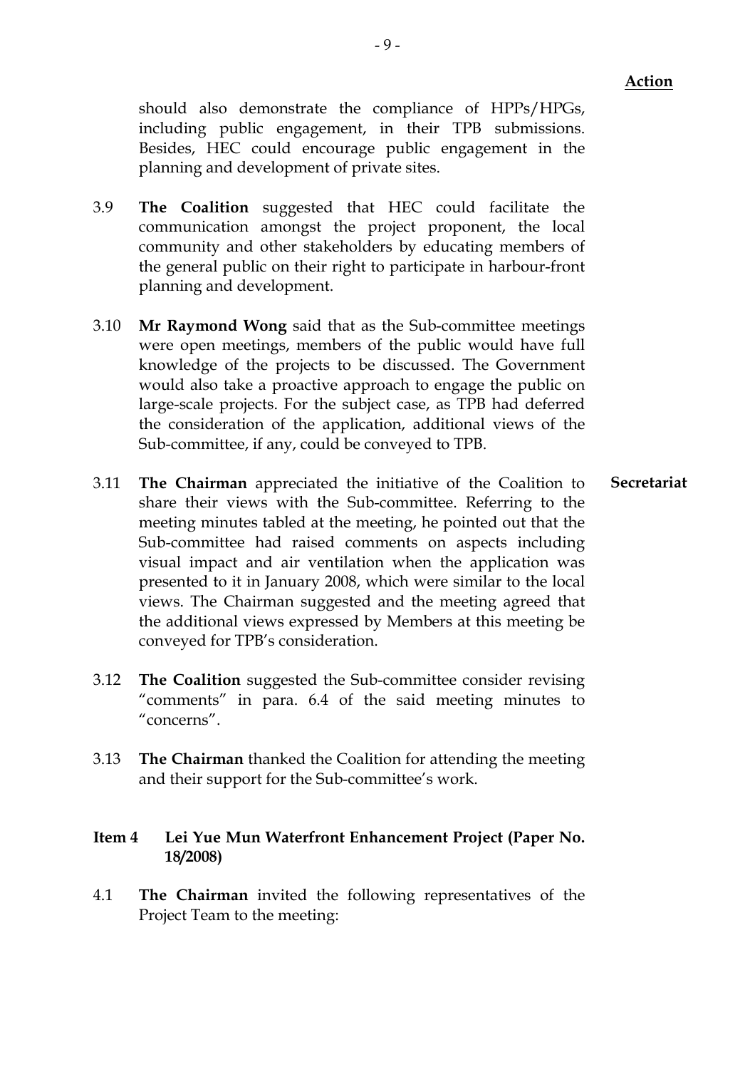**Action**

should also demonstrate the compliance of HPPs/HPGs, including public engagement, in their TPB submissions. Besides, HEC could encourage public engagement in the planning and development of private sites.

3.9 **The Coalition** suggested that HEC could facilitate the communication amongst the project proponent, the local community and other stakeholders by educating members of the general public on their right to participate in harbour-front planning and development.

3.10 **Mr Raymond Wong** said that as the Sub-committee meetings were open meetings, members of the public would have full knowledge of the projects to be discussed. The Government would also take a proactive approach to engage the public on large-scale projects. For the subject case, as TPB had deferred the consideration of the application, additional views of the Sub-committee, if any, could be conveyed to TPB.

3.11 **The Chairman** appreciated the initiative of the Coalition to share their views with the Sub-committee. Referring to the meeting minutes tabled at the meeting, he pointed out that the Sub-committee had raised comments on aspects including visual impact and air ventilation when the application was presented to it in January 2008, which were similar to the local views. The Chairman suggested and the meeting agreed that the additional views expressed by Members at this meeting be conveyed for TPB's consideration. — **Secretariat**

3.12 **The Coalition** suggested the Sub-committee consider revising "comments" in para. 6.4 of the said meeting minutes to "concerns".

3.13 **The Chairman** thanked the Coalition for attending the meeting and their support for the Sub-committee's work.

## Item 4 Lei Yue Mun Waterfront Enhancement Project (Paper No. 18/2008)

4.1 **The Chairman** invited the following representatives of the Project Team to the meeting: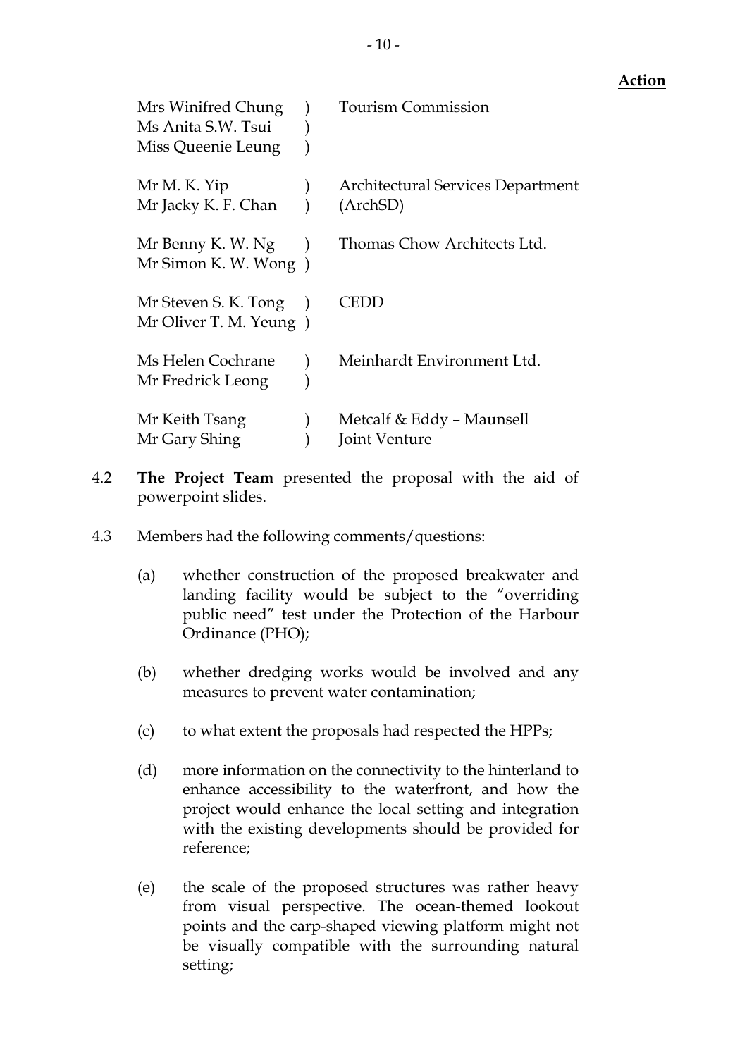**Action**

| | | |
|---|---|---|
| Mrs Winifred Chung<br>Ms Anita S.W. Tsui<br>Miss Queenie Leung | )<br>)<br>) | Tourism Commission |
| Mr M. K. Yip<br>Mr Jacky K. F. Chan | )<br>) | Architectural Services Department (ArchSD) |
| Mr Benny K. W. Ng<br>Mr Simon K. W. Wong | )<br>) | Thomas Chow Architects Ltd. |
| Mr Steven S. K. Tong<br>Mr Oliver T. M. Yeung | )<br>) | CEDD |
| Ms Helen Cochrane<br>Mr Fredrick Leong | )<br>) | Meinhardt Environment Ltd. |
| Mr Keith Tsang<br>Mr Gary Shing | )<br>) | Metcalf & Eddy – Maunsell Joint Venture |

4.2 **The Project Team** presented the proposal with the aid of powerpoint slides.

4.3 Members had the following comments/questions:

(a) whether construction of the proposed breakwater and landing facility would be subject to the "overriding public need" test under the Protection of the Harbour Ordinance (PHO);

(b) whether dredging works would be involved and any measures to prevent water contamination;

(c) to what extent the proposals had respected the HPPs;

(d) more information on the connectivity to the hinterland to enhance accessibility to the waterfront, and how the project would enhance the local setting and integration with the existing developments should be provided for reference;

(e) the scale of the proposed structures was rather heavy from visual perspective. The ocean-themed lookout points and the carp-shaped viewing platform might not be visually compatible with the surrounding natural setting;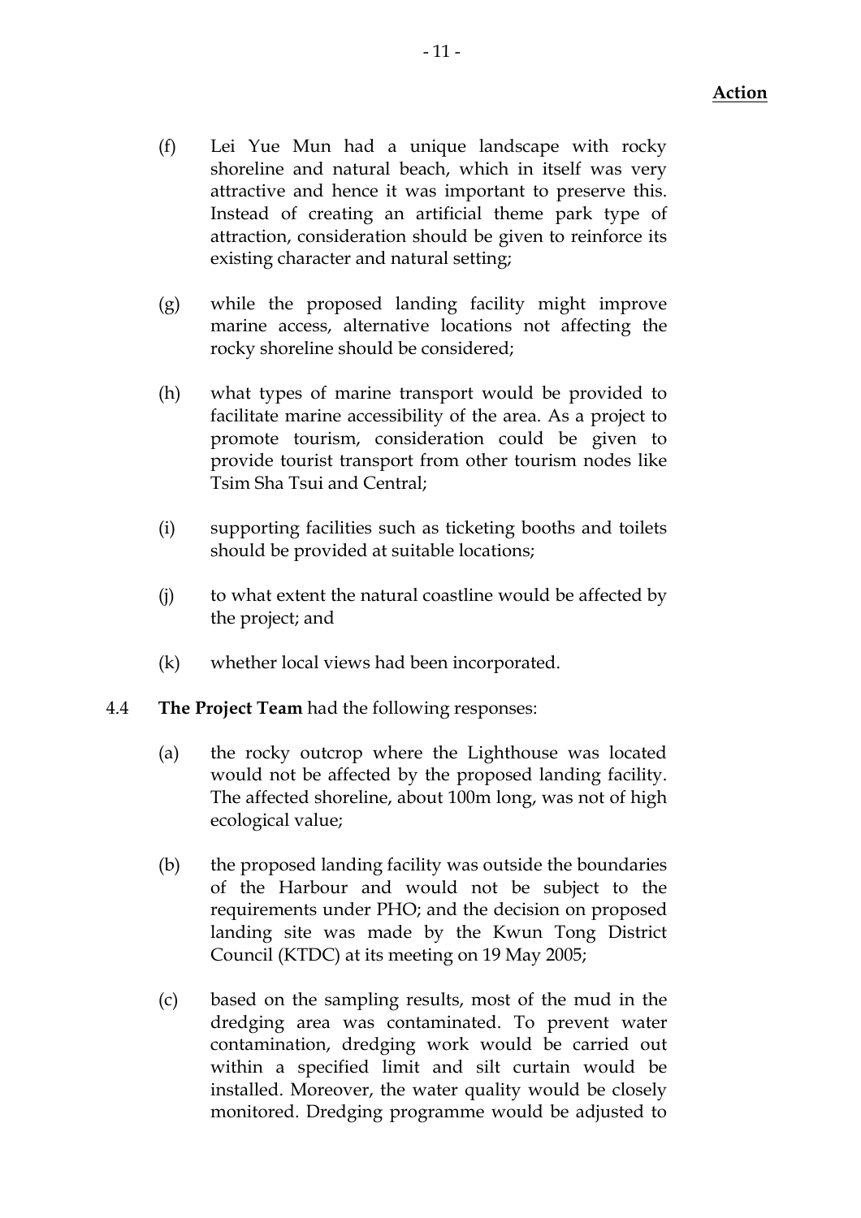**Action**

(f) Lei Yue Mun had a unique landscape with rocky shoreline and natural beach, which in itself was very attractive and hence it was important to preserve this. Instead of creating an artificial theme park type of attraction, consideration should be given to reinforce its existing character and natural setting;

(g) while the proposed landing facility might improve marine access, alternative locations not affecting the rocky shoreline should be considered;

(h) what types of marine transport would be provided to facilitate marine accessibility of the area. As a project to promote tourism, consideration could be given to provide tourist transport from other tourism nodes like Tsim Sha Tsui and Central;

(i) supporting facilities such as ticketing booths and toilets should be provided at suitable locations;

(j) to what extent the natural coastline would be affected by the project; and

(k) whether local views had been incorporated.

4.4 **The Project Team** had the following responses:

(a) the rocky outcrop where the Lighthouse was located would not be affected by the proposed landing facility. The affected shoreline, about 100m long, was not of high ecological value;

(b) the proposed landing facility was outside the boundaries of the Harbour and would not be subject to the requirements under PHO; and the decision on proposed landing site was made by the Kwun Tong District Council (KTDC) at its meeting on 19 May 2005;

(c) based on the sampling results, most of the mud in the dredging area was contaminated. To prevent water contamination, dredging work would be carried out within a specified limit and silt curtain would be installed. Moreover, the water quality would be closely monitored. Dredging programme would be adjusted to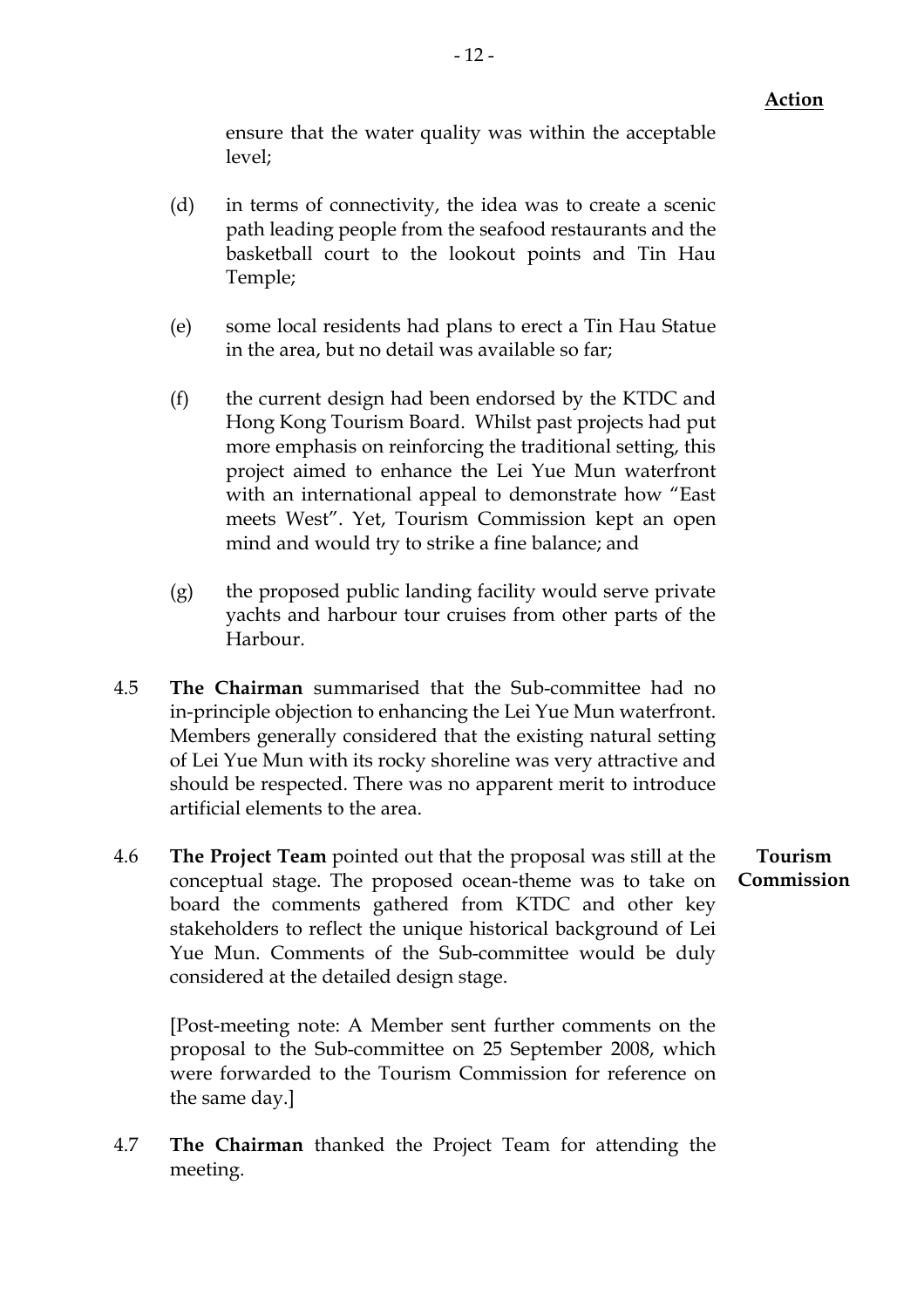**Action**

ensure that the water quality was within the acceptable level;

(d) in terms of connectivity, the idea was to create a scenic path leading people from the seafood restaurants and the basketball court to the lookout points and Tin Hau Temple;

(e) some local residents had plans to erect a Tin Hau Statue in the area, but no detail was available so far;

(f) the current design had been endorsed by the KTDC and Hong Kong Tourism Board. Whilst past projects had put more emphasis on reinforcing the traditional setting, this project aimed to enhance the Lei Yue Mun waterfront with an international appeal to demonstrate how "East meets West". Yet, Tourism Commission kept an open mind and would try to strike a fine balance; and

(g) the proposed public landing facility would serve private yachts and harbour tour cruises from other parts of the Harbour.

4.5 **The Chairman** summarised that the Sub-committee had no in-principle objection to enhancing the Lei Yue Mun waterfront. Members generally considered that the existing natural setting of Lei Yue Mun with its rocky shoreline was very attractive and should be respected. There was no apparent merit to introduce artificial elements to the area.

4.6 **The Project Team** pointed out that the proposal was still at the conceptual stage. The proposed ocean-theme was to take on board the comments gathered from KTDC and other key stakeholders to reflect the unique historical background of Lei Yue Mun. Comments of the Sub-committee would be duly considered at the detailed design stage. **Tourism Commission**

[Post-meeting note: A Member sent further comments on the proposal to the Sub-committee on 25 September 2008, which were forwarded to the Tourism Commission for reference on the same day.]

4.7 **The Chairman** thanked the Project Team for attending the meeting.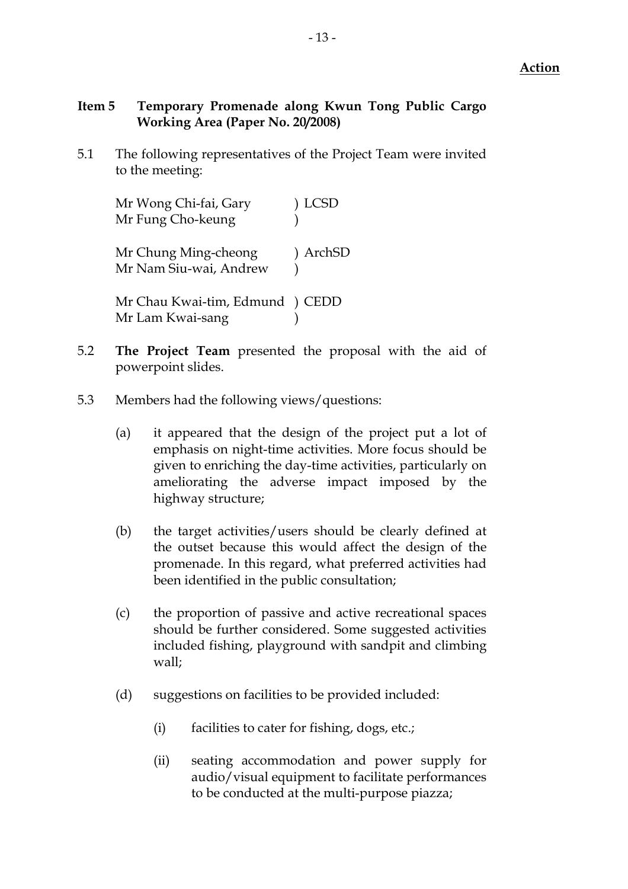**Action**

**Item 5 Temporary Promenade along Kwun Tong Public Cargo Working Area (Paper No. 20/2008)**

5.1 The following representatives of the Project Team were invited to the meeting:

| | |
|---|---|
| Mr Wong Chi-fai, Gary<br>Mr Fung Cho-keung | ) LCSD<br>) |
| Mr Chung Ming-cheong<br>Mr Nam Siu-wai, Andrew | ) ArchSD<br>) |
| Mr Chau Kwai-tim, Edmund<br>Mr Lam Kwai-sang | ) CEDD<br>) |

5.2 **The Project Team** presented the proposal with the aid of powerpoint slides.

5.3 Members had the following views/questions:

(a) it appeared that the design of the project put a lot of emphasis on night-time activities. More focus should be given to enriching the day-time activities, particularly on ameliorating the adverse impact imposed by the highway structure;

(b) the target activities/users should be clearly defined at the outset because this would affect the design of the promenade. In this regard, what preferred activities had been identified in the public consultation;

(c) the proportion of passive and active recreational spaces should be further considered. Some suggested activities included fishing, playground with sandpit and climbing wall;

(d) suggestions on facilities to be provided included:

(i) facilities to cater for fishing, dogs, etc.;

(ii) seating accommodation and power supply for audio/visual equipment to facilitate performances to be conducted at the multi-purpose piazza;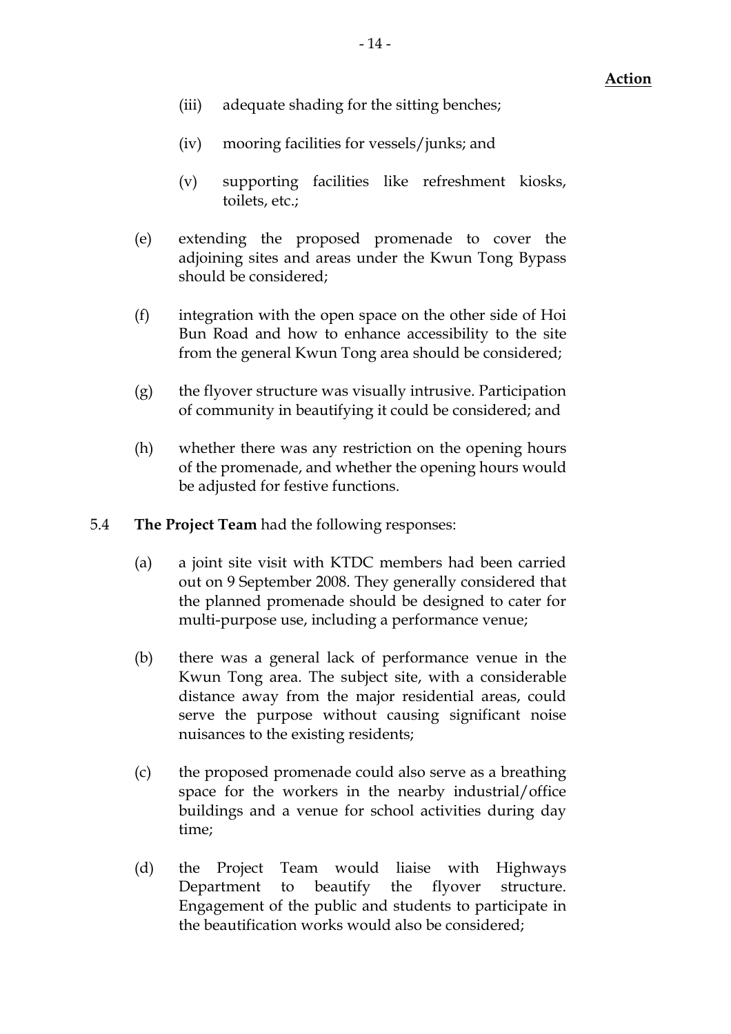**Action**

   (iii) adequate shading for the sitting benches;

   (iv) mooring facilities for vessels/junks; and

   (v) supporting facilities like refreshment kiosks, toilets, etc.;

(e) extending the proposed promenade to cover the adjoining sites and areas under the Kwun Tong Bypass should be considered;

(f) integration with the open space on the other side of Hoi Bun Road and how to enhance accessibility to the site from the general Kwun Tong area should be considered;

(g) the flyover structure was visually intrusive. Participation of community in beautifying it could be considered; and

(h) whether there was any restriction on the opening hours of the promenade, and whether the opening hours would be adjusted for festive functions.

5.4 **The Project Team** had the following responses:

(a) a joint site visit with KTDC members had been carried out on 9 September 2008. They generally considered that the planned promenade should be designed to cater for multi-purpose use, including a performance venue;

(b) there was a general lack of performance venue in the Kwun Tong area. The subject site, with a considerable distance away from the major residential areas, could serve the purpose without causing significant noise nuisances to the existing residents;

(c) the proposed promenade could also serve as a breathing space for the workers in the nearby industrial/office buildings and a venue for school activities during day time;

(d) the Project Team would liaise with Highways Department to beautify the flyover structure. Engagement of the public and students to participate in the beautification works would also be considered;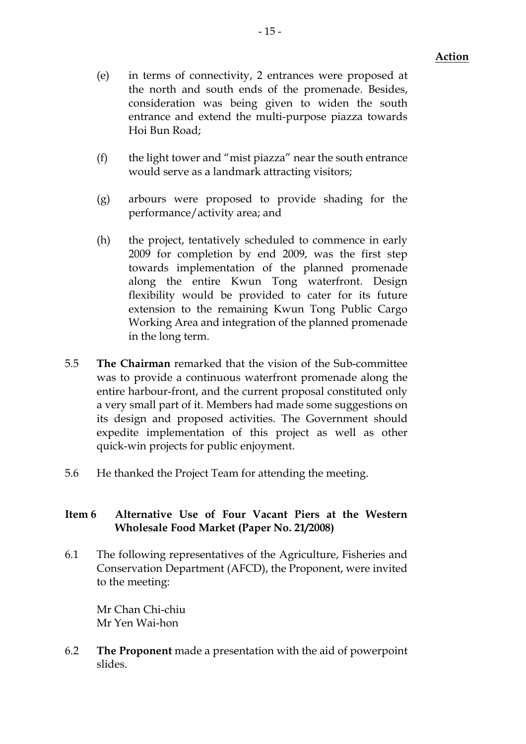**Action**

(e) in terms of connectivity, 2 entrances were proposed at the north and south ends of the promenade. Besides, consideration was being given to widen the south entrance and extend the multi-purpose piazza towards Hoi Bun Road;

(f) the light tower and "mist piazza" near the south entrance would serve as a landmark attracting visitors;

(g) arbours were proposed to provide shading for the performance/activity area; and

(h) the project, tentatively scheduled to commence in early 2009 for completion by end 2009, was the first step towards implementation of the planned promenade along the entire Kwun Tong waterfront. Design flexibility would be provided to cater for its future extension to the remaining Kwun Tong Public Cargo Working Area and integration of the planned promenade in the long term.

5.5 **The Chairman** remarked that the vision of the Sub-committee was to provide a continuous waterfront promenade along the entire harbour-front, and the current proposal constituted only a very small part of it. Members had made some suggestions on its design and proposed activities. The Government should expedite implementation of this project as well as other quick-win projects for public enjoyment.

5.6 He thanked the Project Team for attending the meeting.

### Item 6 Alternative Use of Four Vacant Piers at the Western Wholesale Food Market (Paper No. 21/2008)

6.1 The following representatives of the Agriculture, Fisheries and Conservation Department (AFCD), the Proponent, were invited to the meeting:

Mr Chan Chi-chiu
Mr Yen Wai-hon

6.2 **The Proponent** made a presentation with the aid of powerpoint slides.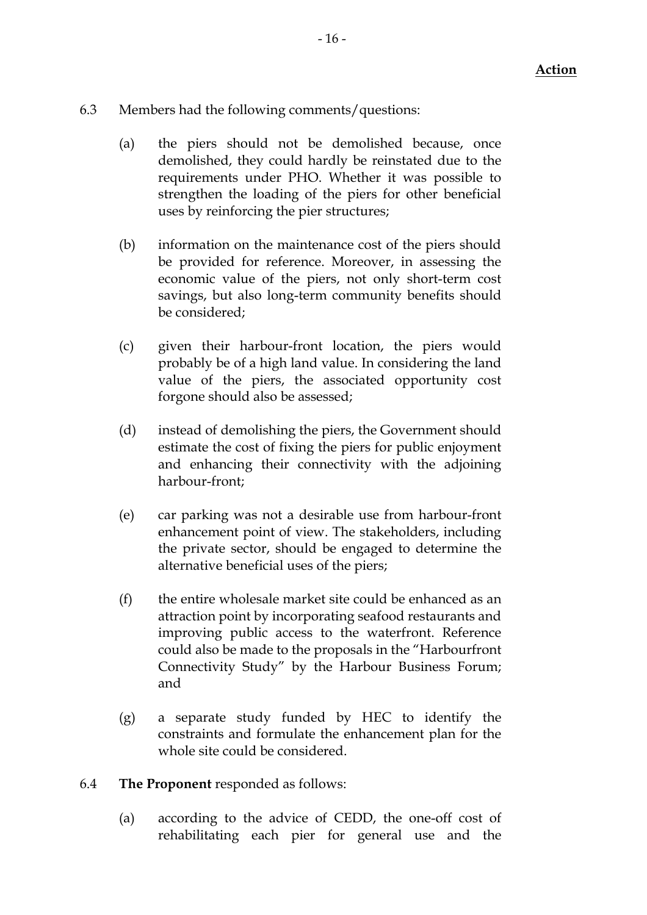**Action**

6.3 Members had the following comments/questions:

(a) the piers should not be demolished because, once demolished, they could hardly be reinstated due to the requirements under PHO. Whether it was possible to strengthen the loading of the piers for other beneficial uses by reinforcing the pier structures;

(b) information on the maintenance cost of the piers should be provided for reference. Moreover, in assessing the economic value of the piers, not only short-term cost savings, but also long-term community benefits should be considered;

(c) given their harbour-front location, the piers would probably be of a high land value. In considering the land value of the piers, the associated opportunity cost forgone should also be assessed;

(d) instead of demolishing the piers, the Government should estimate the cost of fixing the piers for public enjoyment and enhancing their connectivity with the adjoining harbour-front;

(e) car parking was not a desirable use from harbour-front enhancement point of view. The stakeholders, including the private sector, should be engaged to determine the alternative beneficial uses of the piers;

(f) the entire wholesale market site could be enhanced as an attraction point by incorporating seafood restaurants and improving public access to the waterfront. Reference could also be made to the proposals in the "Harbourfront Connectivity Study" by the Harbour Business Forum; and

(g) a separate study funded by HEC to identify the constraints and formulate the enhancement plan for the whole site could be considered.

6.4 **The Proponent** responded as follows:

(a) according to the advice of CEDD, the one-off cost of rehabilitating each pier for general use and the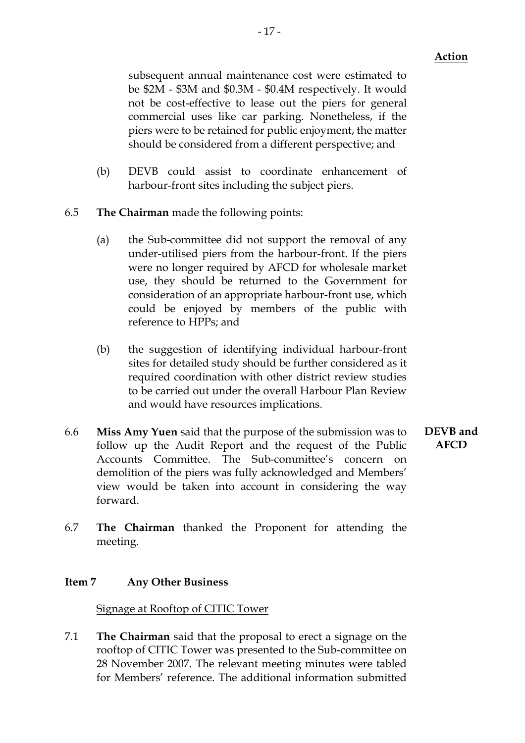**Action**

subsequent annual maintenance cost were estimated to be \$2M - \$3M and \$0.3M - \$0.4M respectively. It would not be cost-effective to lease out the piers for general commercial uses like car parking. Nonetheless, if the piers were to be retained for public enjoyment, the matter should be considered from a different perspective; and

(b) DEVB could assist to coordinate enhancement of harbour-front sites including the subject piers.

6.5 **The Chairman** made the following points:

(a) the Sub-committee did not support the removal of any under-utilised piers from the harbour-front. If the piers were no longer required by AFCD for wholesale market use, they should be returned to the Government for consideration of an appropriate harbour-front use, which could be enjoyed by members of the public with reference to HPPs; and

(b) the suggestion of identifying individual harbour-front sites for detailed study should be further considered as it required coordination with other district review studies to be carried out under the overall Harbour Plan Review and would have resources implications.

6.6 **Miss Amy Yuen** said that the purpose of the submission was to follow up the Audit Report and the request of the Public Accounts Committee. The Sub-committee's concern on demolition of the piers was fully acknowledged and Members' view would be taken into account in considering the way forward. **DEVB and AFCD**

6.7 **The Chairman** thanked the Proponent for attending the meeting.

**Item 7 Any Other Business**

Signage at Rooftop of CITIC Tower

7.1 **The Chairman** said that the proposal to erect a signage on the rooftop of CITIC Tower was presented to the Sub-committee on 28 November 2007. The relevant meeting minutes were tabled for Members' reference. The additional information submitted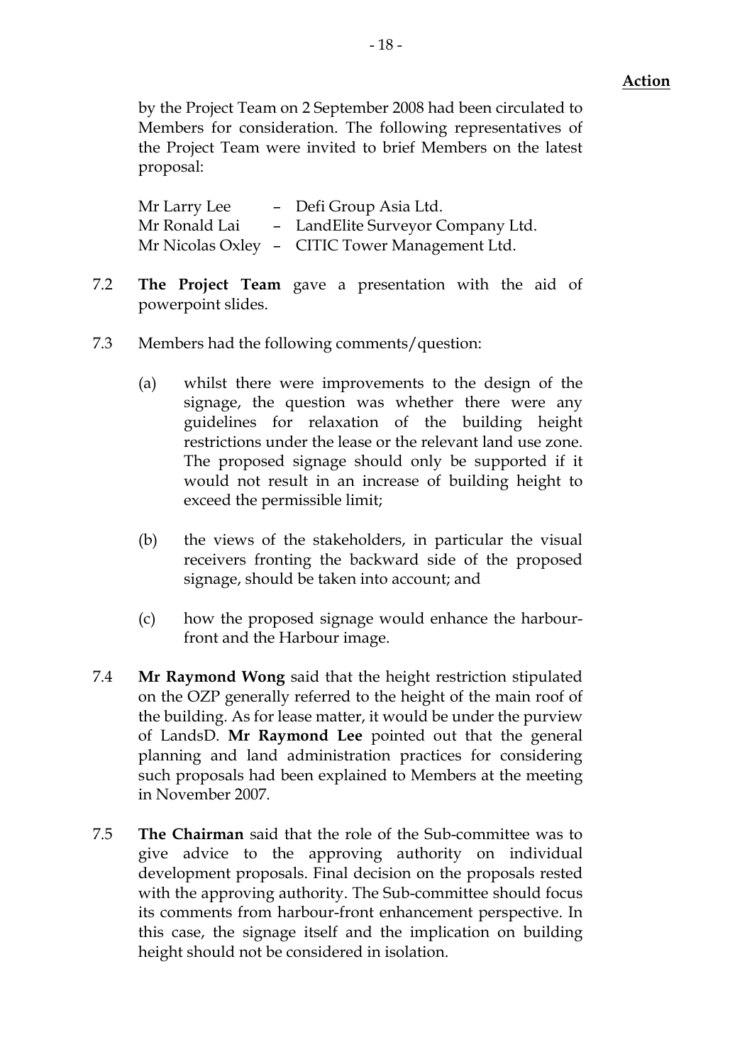**Action**

by the Project Team on 2 September 2008 had been circulated to Members for consideration. The following representatives of the Project Team were invited to brief Members on the latest proposal:

| | | |
|---|---|---|
| Mr Larry Lee | – | Defi Group Asia Ltd. |
| Mr Ronald Lai | – | LandElite Surveyor Company Ltd. |
| Mr Nicolas Oxley | – | CITIC Tower Management Ltd. |

7.2 **The Project Team** gave a presentation with the aid of powerpoint slides.

7.3 Members had the following comments/question:

(a) whilst there were improvements to the design of the signage, the question was whether there were any guidelines for relaxation of the building height restrictions under the lease or the relevant land use zone. The proposed signage should only be supported if it would not result in an increase of building height to exceed the permissible limit;

(b) the views of the stakeholders, in particular the visual receivers fronting the backward side of the proposed signage, should be taken into account; and

(c) how the proposed signage would enhance the harbour-front and the Harbour image.

7.4 **Mr Raymond Wong** said that the height restriction stipulated on the OZP generally referred to the height of the main roof of the building. As for lease matter, it would be under the purview of LandsD. **Mr Raymond Lee** pointed out that the general planning and land administration practices for considering such proposals had been explained to Members at the meeting in November 2007.

7.5 **The Chairman** said that the role of the Sub-committee was to give advice to the approving authority on individual development proposals. Final decision on the proposals rested with the approving authority. The Sub-committee should focus its comments from harbour-front enhancement perspective. In this case, the signage itself and the implication on building height should not be considered in isolation.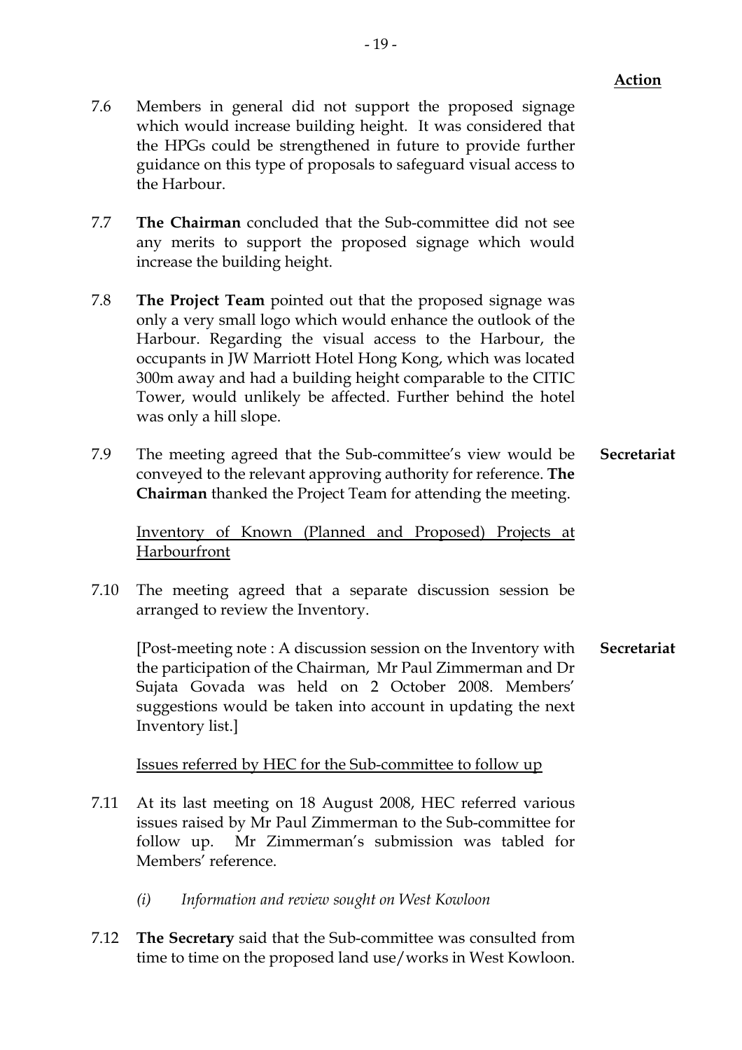**Action**

7.6 Members in general did not support the proposed signage which would increase building height. It was considered that the HPGs could be strengthened in future to provide further guidance on this type of proposals to safeguard visual access to the Harbour.

7.7 **The Chairman** concluded that the Sub-committee did not see any merits to support the proposed signage which would increase the building height.

7.8 **The Project Team** pointed out that the proposed signage was only a very small logo which would enhance the outlook of the Harbour. Regarding the visual access to the Harbour, the occupants in JW Marriott Hotel Hong Kong, which was located 300m away and had a building height comparable to the CITIC Tower, would unlikely be affected. Further behind the hotel was only a hill slope.

7.9 The meeting agreed that the Sub-committee's view would be conveyed to the relevant approving authority for reference. **The Chairman** thanked the Project Team for attending the meeting. — **Secretariat**

<u>Inventory of Known (Planned and Proposed) Projects at Harbourfront</u>

7.10 The meeting agreed that a separate discussion session be arranged to review the Inventory.

[Post-meeting note : A discussion session on the Inventory with the participation of the Chairman, Mr Paul Zimmerman and Dr Sujata Govada was held on 2 October 2008. Members' suggestions would be taken into account in updating the next Inventory list.] — **Secretariat**

<u>Issues referred by HEC for the Sub-committee to follow up</u>

7.11 At its last meeting on 18 August 2008, HEC referred various issues raised by Mr Paul Zimmerman to the Sub-committee for follow up. Mr Zimmerman's submission was tabled for Members' reference.

*(i) Information and review sought on West Kowloon*

7.12 **The Secretary** said that the Sub-committee was consulted from time to time on the proposed land use/works in West Kowloon.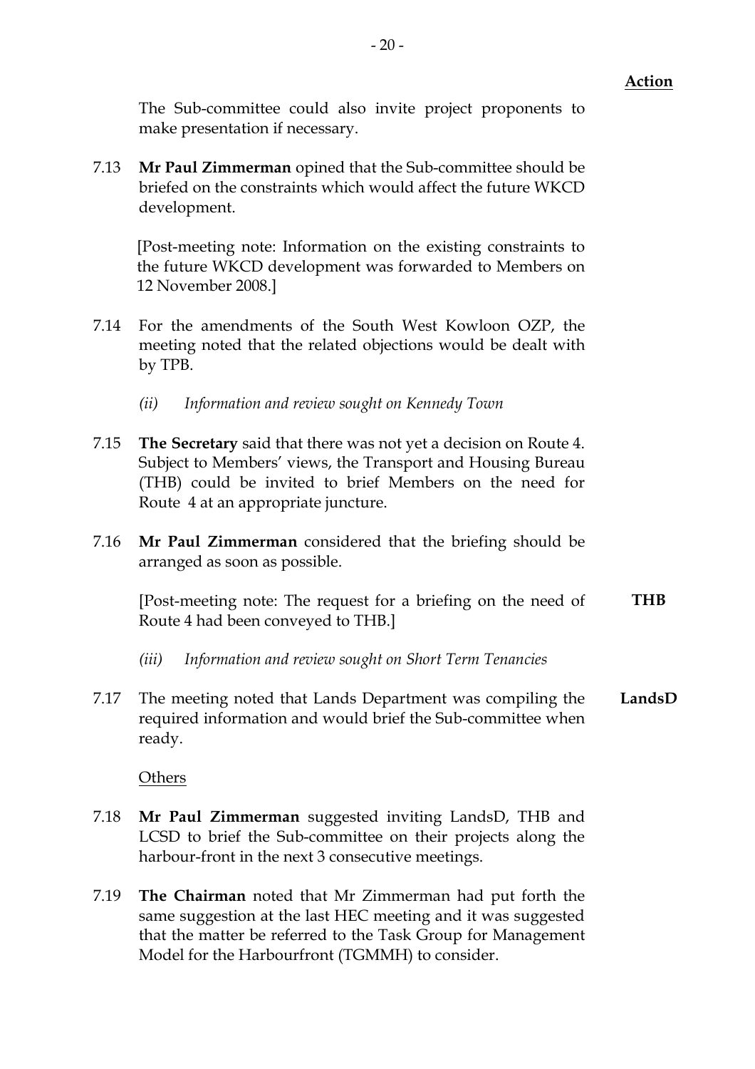**Action**

The Sub-committee could also invite project proponents to make presentation if necessary.

7.13 **Mr Paul Zimmerman** opined that the Sub-committee should be briefed on the constraints which would affect the future WKCD development.

[Post-meeting note: Information on the existing constraints to the future WKCD development was forwarded to Members on 12 November 2008.]

7.14 For the amendments of the South West Kowloon OZP, the meeting noted that the related objections would be dealt with by TPB.

*(ii) Information and review sought on Kennedy Town*

7.15 **The Secretary** said that there was not yet a decision on Route 4. Subject to Members' views, the Transport and Housing Bureau (THB) could be invited to brief Members on the need for Route 4 at an appropriate juncture.

7.16 **Mr Paul Zimmerman** considered that the briefing should be arranged as soon as possible.

[Post-meeting note: The request for a briefing on the need of Route 4 had been conveyed to THB.] **THB**

*(iii) Information and review sought on Short Term Tenancies*

7.17 The meeting noted that Lands Department was compiling the required information and would brief the Sub-committee when ready. **LandsD**

<u>Others</u>

7.18 **Mr Paul Zimmerman** suggested inviting LandsD, THB and LCSD to brief the Sub-committee on their projects along the harbour-front in the next 3 consecutive meetings.

7.19 **The Chairman** noted that Mr Zimmerman had put forth the same suggestion at the last HEC meeting and it was suggested that the matter be referred to the Task Group for Management Model for the Harbourfront (TGMMH) to consider.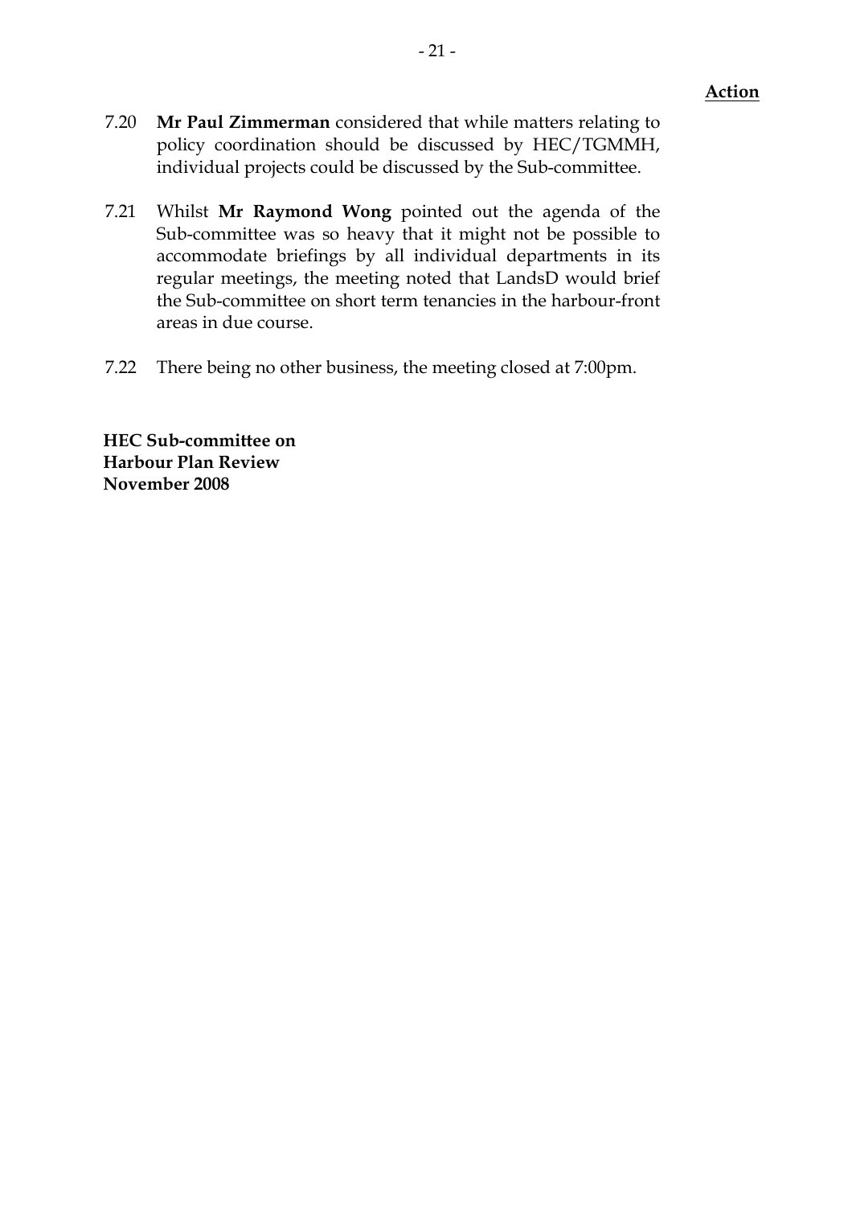**Action**

7.20 **Mr Paul Zimmerman** considered that while matters relating to policy coordination should be discussed by HEC/TGMMH, individual projects could be discussed by the Sub-committee.

7.21 Whilst **Mr Raymond Wong** pointed out the agenda of the Sub-committee was so heavy that it might not be possible to accommodate briefings by all individual departments in its regular meetings, the meeting noted that LandsD would brief the Sub-committee on short term tenancies in the harbour-front areas in due course.

7.22 There being no other business, the meeting closed at 7:00pm.

**HEC Sub-committee on**
**Harbour Plan Review**
**November 2008**